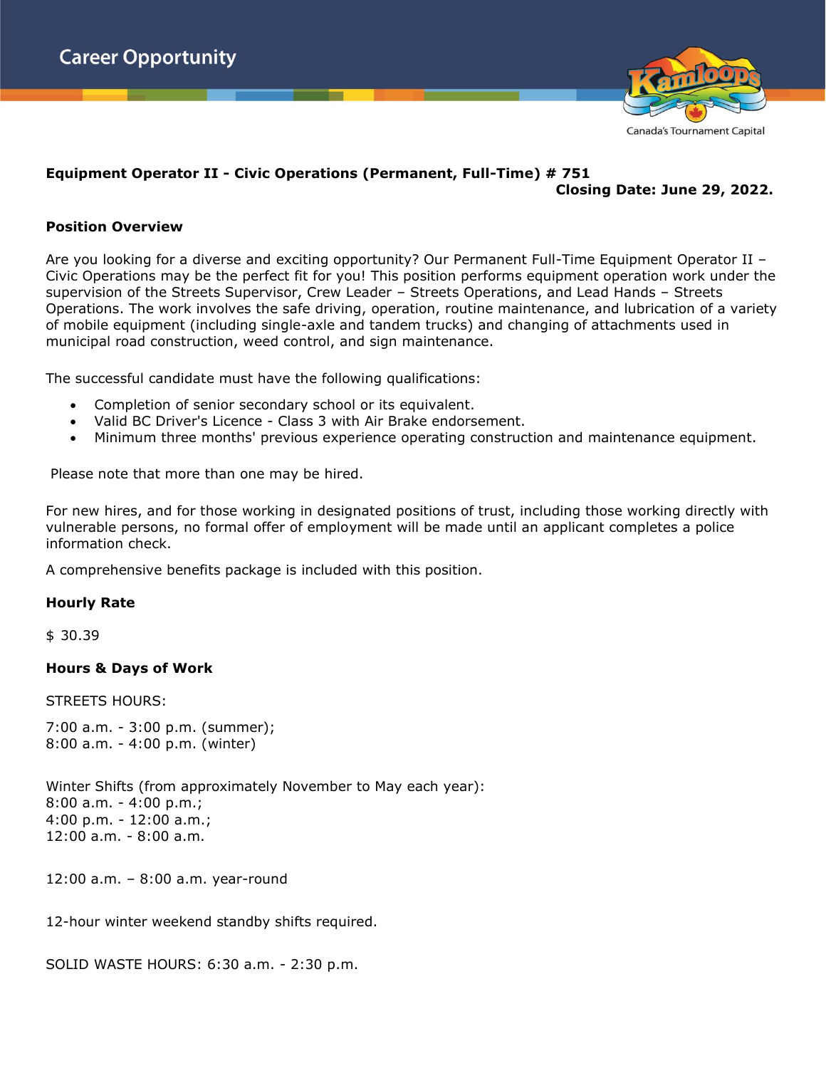Career Opportunity

Canada's Tournament Capital

**Equipment Operator II - Civic Operations (Permanent, Full-Time) # 751**

**Closing Date: June 29, 2022.**

**Position Overview**

Are you looking for a diverse and exciting opportunity? Our Permanent Full-Time Equipment Operator II – Civic Operations may be the perfect fit for you! This position performs equipment operation work under the supervision of the Streets Supervisor, Crew Leader – Streets Operations, and Lead Hands – Streets Operations. The work involves the safe driving, operation, routine maintenance, and lubrication of a variety of mobile equipment (including single-axle and tandem trucks) and changing of attachments used in municipal road construction, weed control, and sign maintenance.

The successful candidate must have the following qualifications:

- Completion of senior secondary school or its equivalent.
- Valid BC Driver's Licence - Class 3 with Air Brake endorsement.
- Minimum three months' previous experience operating construction and maintenance equipment.

Please note that more than one may be hired.

For new hires, and for those working in designated positions of trust, including those working directly with vulnerable persons, no formal offer of employment will be made until an applicant completes a police information check.

A comprehensive benefits package is included with this position.

**Hourly Rate**

$ 30.39

**Hours & Days of Work**

STREETS HOURS:

7:00 a.m. - 3:00 p.m. (summer);
8:00 a.m. - 4:00 p.m. (winter)

Winter Shifts (from approximately November to May each year):
8:00 a.m. - 4:00 p.m.;
4:00 p.m. - 12:00 a.m.;
12:00 a.m. - 8:00 a.m.

12:00 a.m. – 8:00 a.m. year-round

12-hour winter weekend standby shifts required.

SOLID WASTE HOURS: 6:30 a.m. - 2:30 p.m.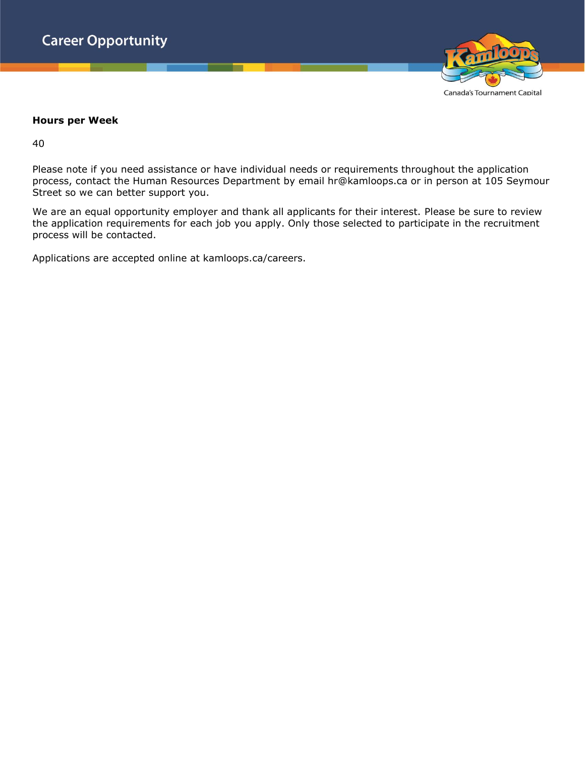**Hours per Week**

40

Please note if you need assistance or have individual needs or requirements throughout the application process, contact the Human Resources Department by email hr@kamloops.ca or in person at 105 Seymour Street so we can better support you.

We are an equal opportunity employer and thank all applicants for their interest. Please be sure to review the application requirements for each job you apply. Only those selected to participate in the recruitment process will be contacted.

Applications are accepted online at kamloops.ca/careers.